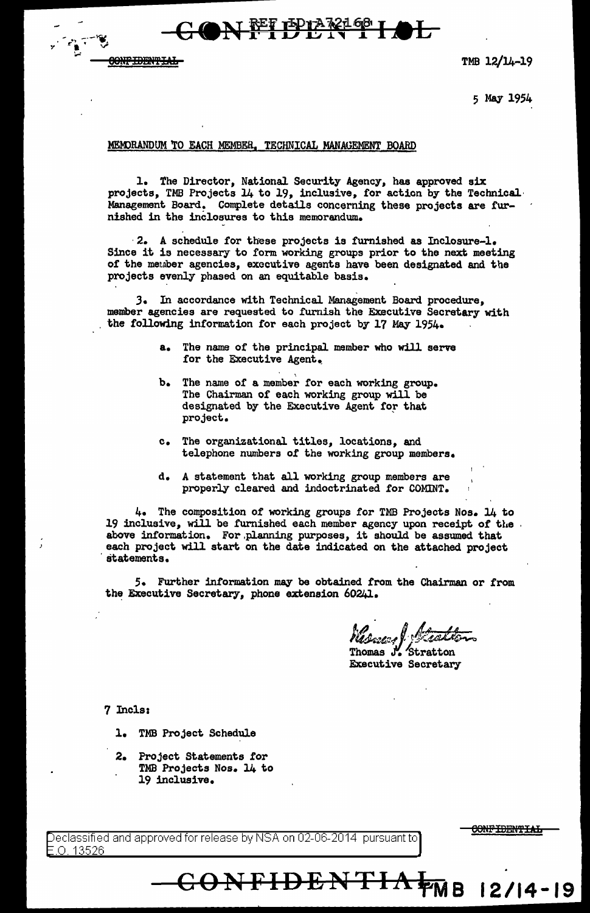CONFIDENTIAL

REF ID:A72168

CONFIDENTIAL

TMB 12/14-19

5 May 1954

MEMORANDUM TO EACH MEMBER, TECHNICAL MANAGEMENT BOARD

1. The Director, National Security Agency, has approved six projects, TMB Projects 14 to 19, inclusive, for action by the Technical Management Board. Complete details concerning these projects are furnished in the inclosures to this memorandum.

2. A schedule for these projects is furnished as Inclosure-1. Since it is necessary to form working groups prior to the next meeting of the member agencies, executive agents have been designated and the projects evenly phased on an equitable basis.

3. In accordance with Technical Management Board procedure, member agencies are requested to furnish the Executive Secretary with the following information for each project by 17 May 1954.

   a. The name of the principal member who will serve for the Executive Agent.

   b. The name of a member for each working group. The Chairman of each working group will be designated by the Executive Agent for that project.

   c. The organizational titles, locations, and telephone numbers of the working group members.

   d. A statement that all working group members are properly cleared and indoctrinated for COMINT.

4. The composition of working groups for TMB Projects Nos. 14 to 19 inclusive, will be furnished each member agency upon receipt of the above information. For planning purposes, it should be assumed that each project will start on the date indicated on the attached project statements.

5. Further information may be obtained from the Chairman or from the Executive Secretary, phone extension 60241.

Thomas J. Stratton
Executive Secretary

7 Incls:

1. TMB Project Schedule
2. Project Statements for TMB Projects Nos. 14 to 19 inclusive.

Declassified and approved for release by NSA on 02-06-2014 pursuant to E.O. 13526

CONFIDENTIAL

CONFIDENTIAL TMB 12/14-19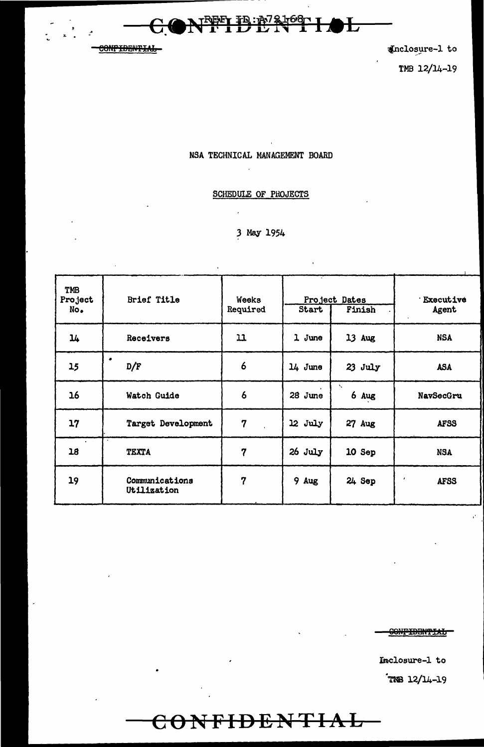CONFIDENTIAL

Inclosure-1 to

TMB 12/14-19

NSA TECHNICAL MANAGEMENT BOARD

SCHEDULE OF PROJECTS

3 May 1954

| TMB Project No. | Brief Title | Weeks Required | Project Dates | | Executive Agent |
|---|---|---|---|---|---|
| | | | Start | Finish | |
| 14 | Receivers | 11 | 1 June | 13 Aug | NSA |
| 15 | D/F | 6 | 14 June | 23 July | ASA |
| 16 | Watch Guide | 6 | 28 June | 6 Aug | NavSecGru |
| 17 | Target Development | 7 | 12 July | 27 Aug | AFSS |
| 18 | TEXTA | 7 | 26 July | 10 Sep | NSA |
| 19 | Communications Utilization | 7 | 9 Aug | 24 Sep | AFSS |

CONFIDENTIAL

Inclosure-1 to

TMB 12/14-19

CONFIDENTIAL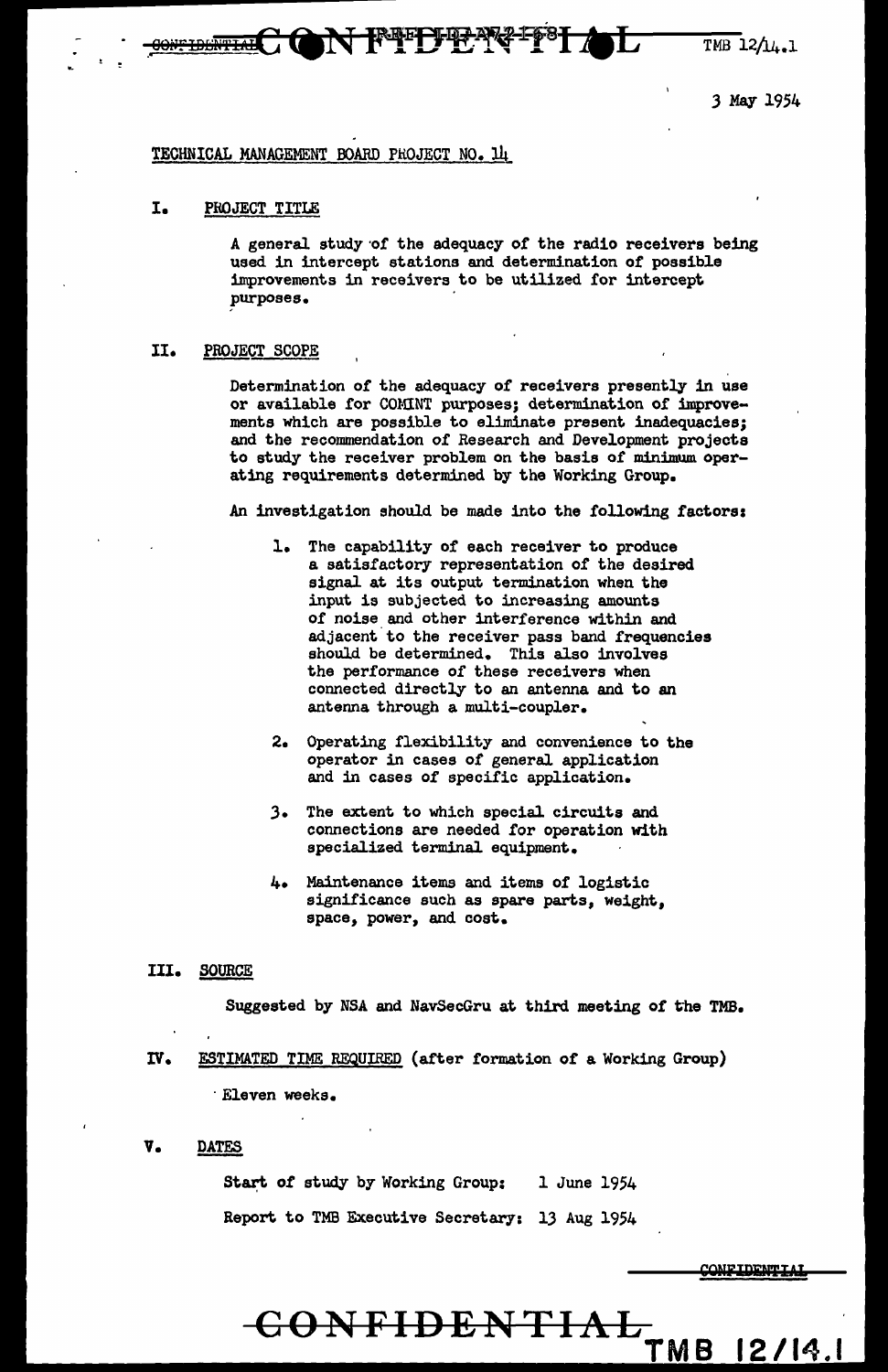3 May 1954

TECHNICAL MANAGEMENT BOARD PROJECT NO. 14

I. PROJECT TITLE

A general study of the adequacy of the radio receivers being used in intercept stations and determination of possible improvements in receivers to be utilized for intercept purposes.

II. PROJECT SCOPE

Determination of the adequacy of receivers presently in use or available for COMINT purposes; determination of improvements which are possible to eliminate present inadequacies; and the recommendation of Research and Development projects to study the receiver problem on the basis of minimum operating requirements determined by the Working Group.

An investigation should be made into the following factors:

1. The capability of each receiver to produce a satisfactory representation of the desired signal at its output termination when the input is subjected to increasing amounts of noise and other interference within and adjacent to the receiver pass band frequencies should be determined. This also involves the performance of these receivers when connected directly to an antenna and to an antenna through a multi-coupler.

2. Operating flexibility and convenience to the operator in cases of general application and in cases of specific application.

3. The extent to which special circuits and connections are needed for operation with specialized terminal equipment.

4. Maintenance items and items of logistic significance such as spare parts, weight, space, power, and cost.

III. SOURCE

Suggested by NSA and NavSecGru at third meeting of the TMB.

IV. ESTIMATED TIME REQUIRED (after formation of a Working Group)

Eleven weeks.

V. DATES

Start of study by Working Group: 1 June 1954

Report to TMB Executive Secretary: 13 Aug 1954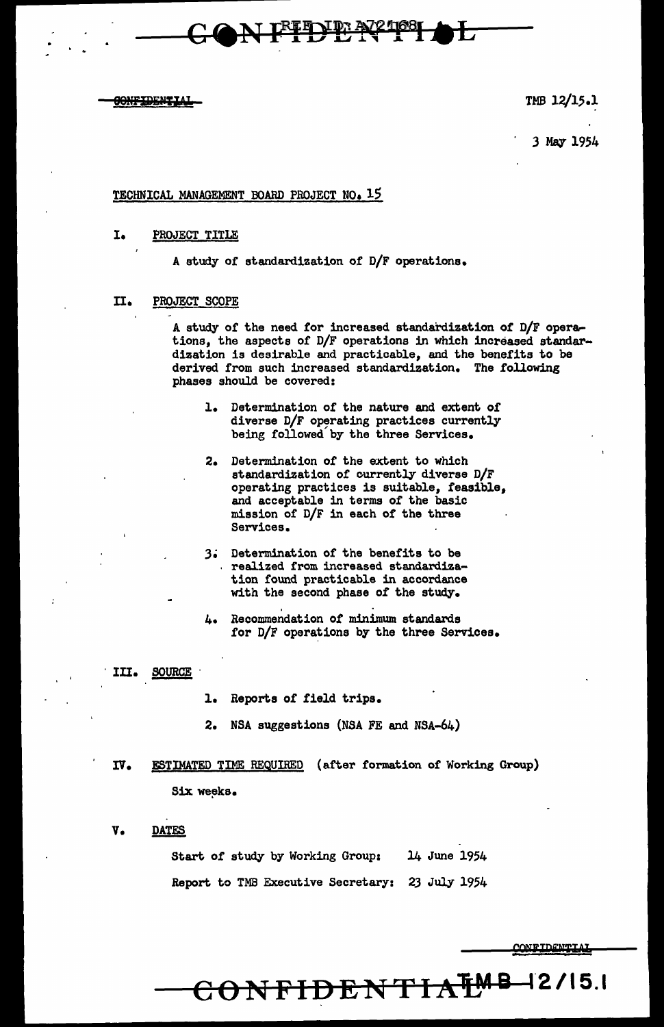TMB 12/15.1

3 May 1954

TECHNICAL MANAGEMENT BOARD PROJECT NO. 15

## I. PROJECT TITLE

A study of standardization of D/F operations.

## II. PROJECT SCOPE

A study of the need for increased standardization of D/F operations, the aspects of D/F operations in which increased standardization is desirable and practicable, and the benefits to be derived from such increased standardization. The following phases should be covered:

1. Determination of the nature and extent of diverse D/F operating practices currently being followed by the three Services.
2. Determination of the extent to which standardization of currently diverse D/F operating practices is suitable, feasible, and acceptable in terms of the basic mission of D/F in each of the three Services.
3. Determination of the benefits to be realized from increased standardization found practicable in accordance with the second phase of the study.
4. Recommendation of minimum standards for D/F operations by the three Services.

## III. SOURCE

1. Reports of field trips.
2. NSA suggestions (NSA FE and NSA-64)

## IV. ESTIMATED TIME REQUIRED (after formation of Working Group)

Six weeks.

## V. DATES

Start of study by Working Group: 14 June 1954

Report to TMB Executive Secretary: 23 July 1954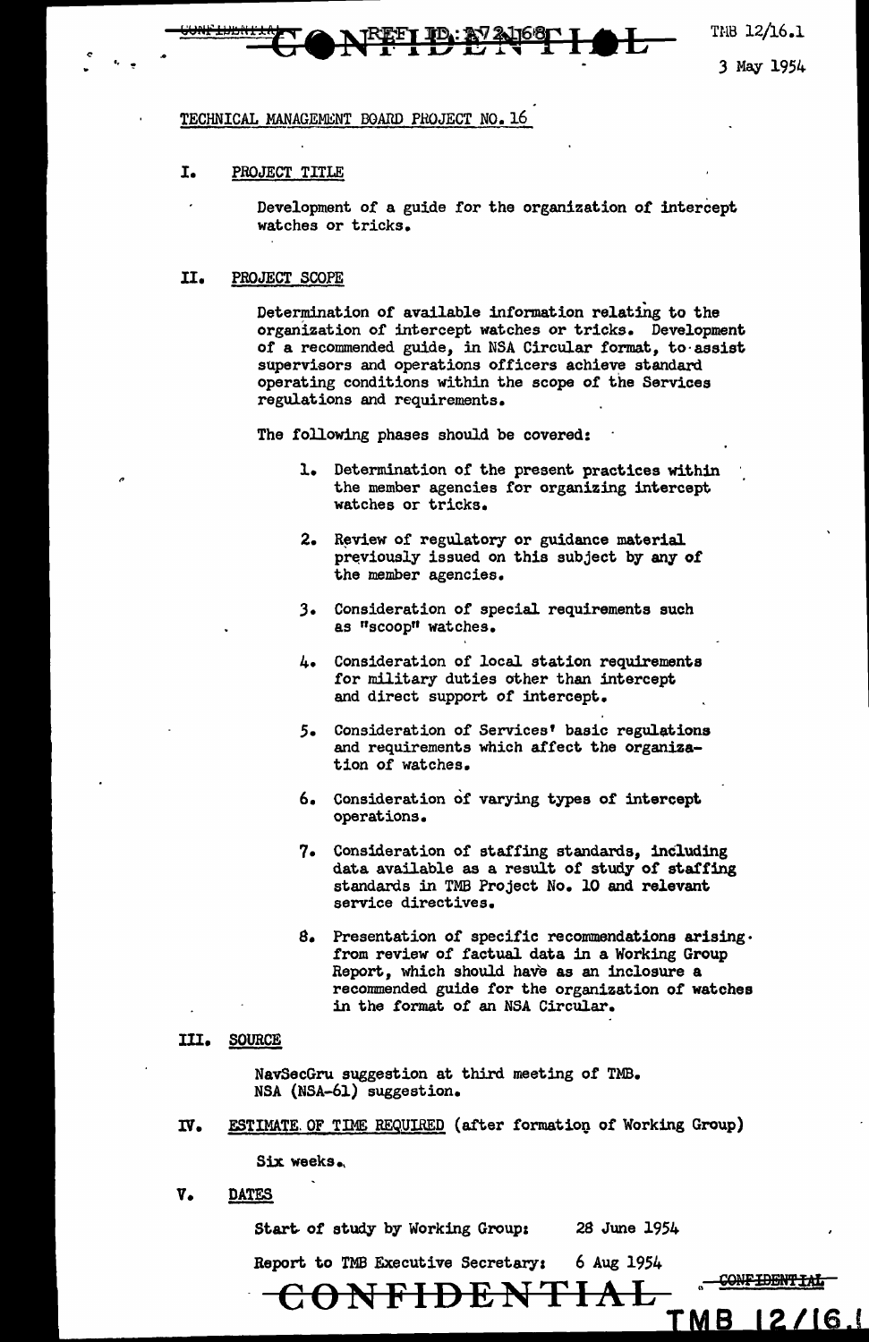TMB 12/16.1

3 May 1954

TECHNICAL MANAGEMENT BOARD PROJECT NO. 16

## I. PROJECT TITLE

Development of a guide for the organization of intercept watches or tricks.

## II. PROJECT SCOPE

Determination of available information relating to the organization of intercept watches or tricks. Development of a recommended guide, in NSA Circular format, to assist supervisors and operations officers achieve standard operating conditions within the scope of the Services regulations and requirements.

The following phases should be covered:

1. Determination of the present practices within the member agencies for organizing intercept watches or tricks.
2. Review of regulatory or guidance material previously issued on this subject by any of the member agencies.
3. Consideration of special requirements such as "scoop" watches.
4. Consideration of local station requirements for military duties other than intercept and direct support of intercept.
5. Consideration of Services' basic regulations and requirements which affect the organization of watches.
6. Consideration of varying types of intercept operations.
7. Consideration of staffing standards, including data available as a result of study of staffing standards in TMB Project No. 10 and relevant service directives.
8. Presentation of specific recommendations arising from review of factual data in a Working Group Report, which should have as an inclosure a recommended guide for the organization of watches in the format of an NSA Circular.

## III. SOURCE

NavSecGru suggestion at third meeting of TMB.
NSA (NSA-61) suggestion.

## IV. ESTIMATE OF TIME REQUIRED (after formation of Working Group)

Six weeks.

## V. DATES

Start of study by Working Group: 28 June 1954

Report to TMB Executive Secretary: 6 Aug 1954

TMB 12/16.1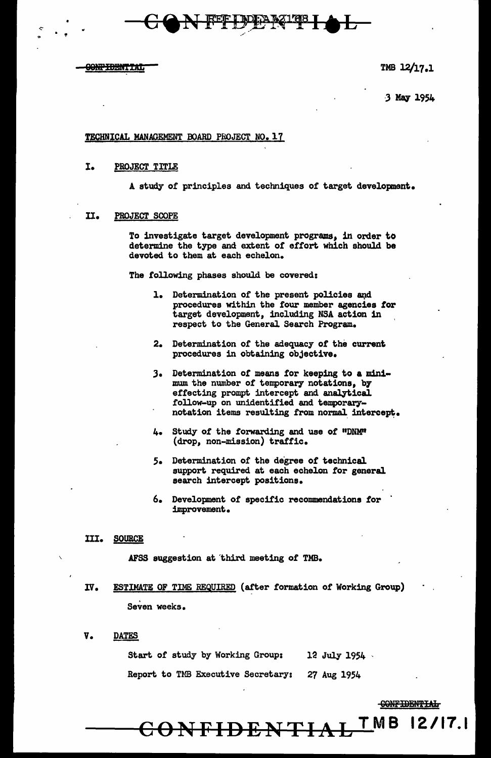TMB 12/17.1

3 May 1954

TECHNICAL MANAGEMENT BOARD PROJECT NO. 17

I. PROJECT TITLE

A study of principles and techniques of target development.

II. PROJECT SCOPE

To investigate target development programs, in order to determine the type and extent of effort which should be devoted to them at each echelon.

The following phases should be covered:

1. Determination of the present policies and procedures within the four member agencies for target development, including NSA action in respect to the General Search Program.
2. Determination of the adequacy of the current procedures in obtaining objective.
3. Determination of means for keeping to a minimum the number of temporary notations, by effecting prompt intercept and analytical follow-up on unidentified and temporary-notation items resulting from normal intercept.
4. Study of the forwarding and use of "DNM" (drop, non-mission) traffic.
5. Determination of the degree of technical support required at each echelon for general search intercept positions.
6. Development of specific recommendations for improvement.

III. SOURCE

AFSS suggestion at third meeting of TMB.

IV. ESTIMATE OF TIME REQUIRED (after formation of Working Group)

Seven weeks.

V. DATES

Start of study by Working Group: 12 July 1954

Report to TMB Executive Secretary: 27 Aug 1954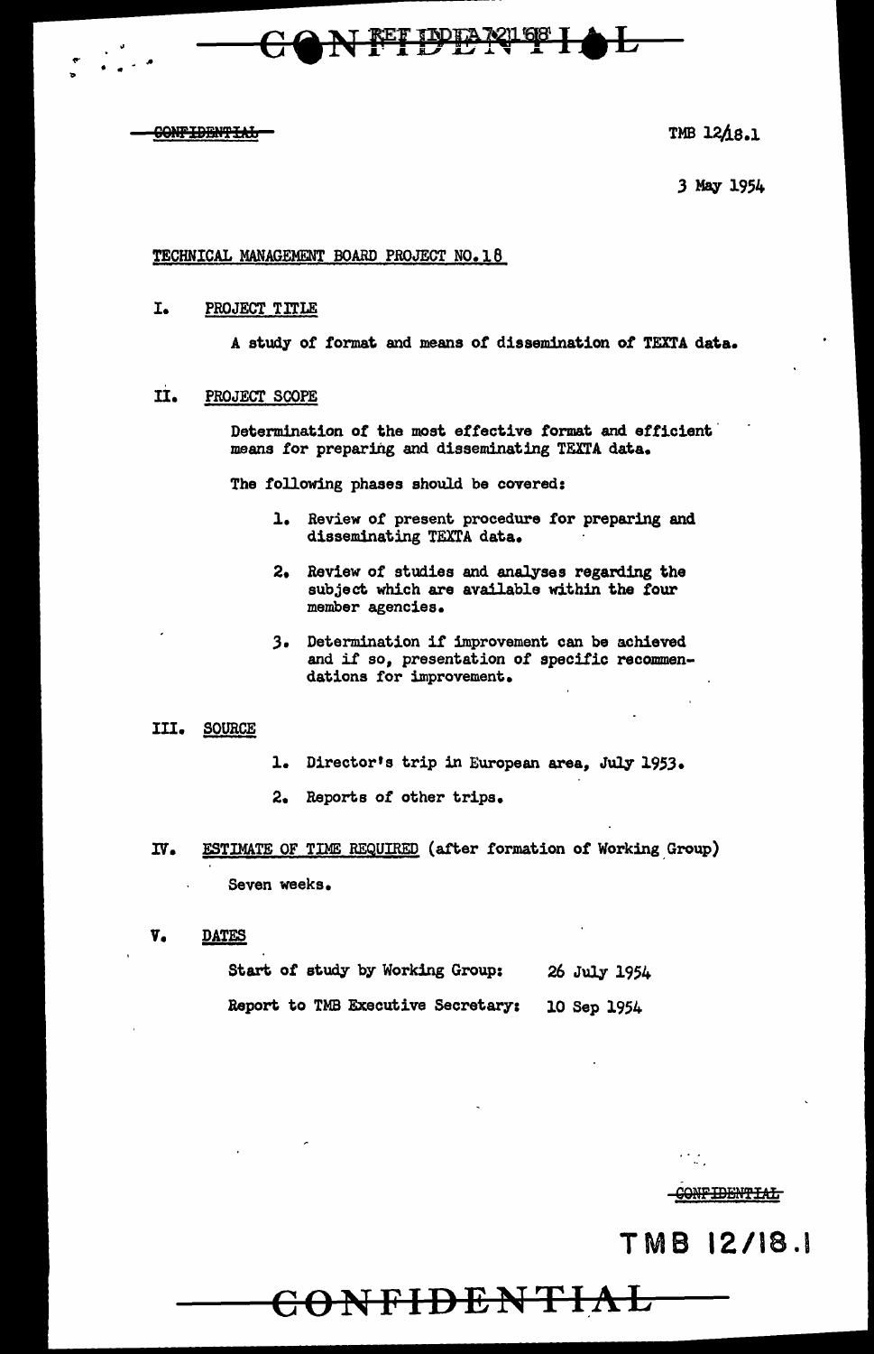CONFIDENTIAL

TMB 12/18.1

3 May 1954

TECHNICAL MANAGEMENT BOARD PROJECT NO. 18

I. PROJECT TITLE

A study of format and means of dissemination of TEXTA data.

II. PROJECT SCOPE

Determination of the most effective format and efficient means for preparing and disseminating TEXTA data.

The following phases should be covered:

1. Review of present procedure for preparing and disseminating TEXTA data.
2. Review of studies and analyses regarding the subject which are available within the four member agencies.
3. Determination if improvement can be achieved and if so, presentation of specific recommendations for improvement.

III. SOURCE

1. Director's trip in European area, July 1953.
2. Reports of other trips.

IV. ESTIMATE OF TIME REQUIRED (after formation of Working Group)

Seven weeks.

V. DATES

Start of study by Working Group: 26 July 1954

Report to TMB Executive Secretary: 10 Sep 1954

CONFIDENTIAL

TMB 12/18.1

CONFIDENTIAL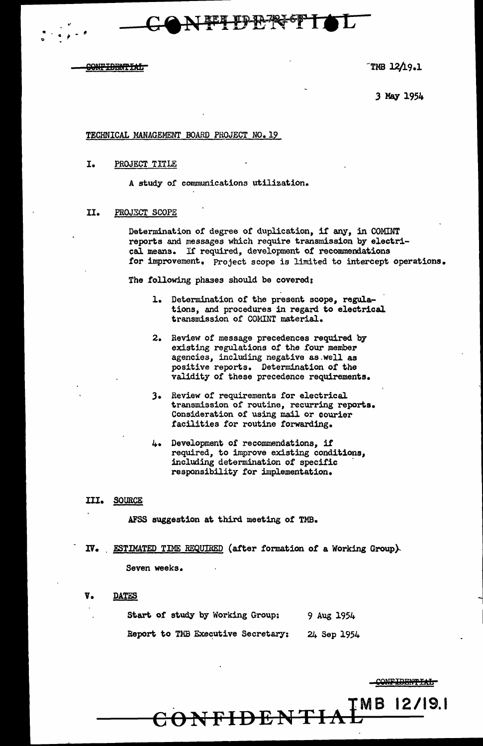TMB 12/19.1

3 May 1954

TECHNICAL MANAGEMENT BOARD PROJECT NO. 19

## I. PROJECT TITLE

A study of communications utilization.

## II. PROJECT SCOPE

Determination of degree of duplication, if any, in COMINT reports and messages which require transmission by electrical means. If required, development of recommendations for improvement. Project scope is limited to intercept operations.

The following phases should be covered:

1. Determination of the present scope, regulations, and procedures in regard to electrical transmission of COMINT material.
2. Review of message precedences required by existing regulations of the four member agencies, including negative as well as positive reports. Determination of the validity of these precedence requirements.
3. Review of requirements for electrical transmission of routine, recurring reports. Consideration of using mail or courier facilities for routine forwarding.
4. Development of recommendations, if required, to improve existing conditions, including determination of specific responsibility for implementation.

## III. SOURCE

AFSS suggestion at third meeting of TMB.

## IV. ESTIMATED TIME REQUIRED (after formation of a Working Group)

Seven weeks.

## V. DATES

| | |
|---|---|
| Start of study by Working Group: | 9 Aug 1954 |
| Report to TMB Executive Secretary: | 24 Sep 1954 |

TMB 12/19.1